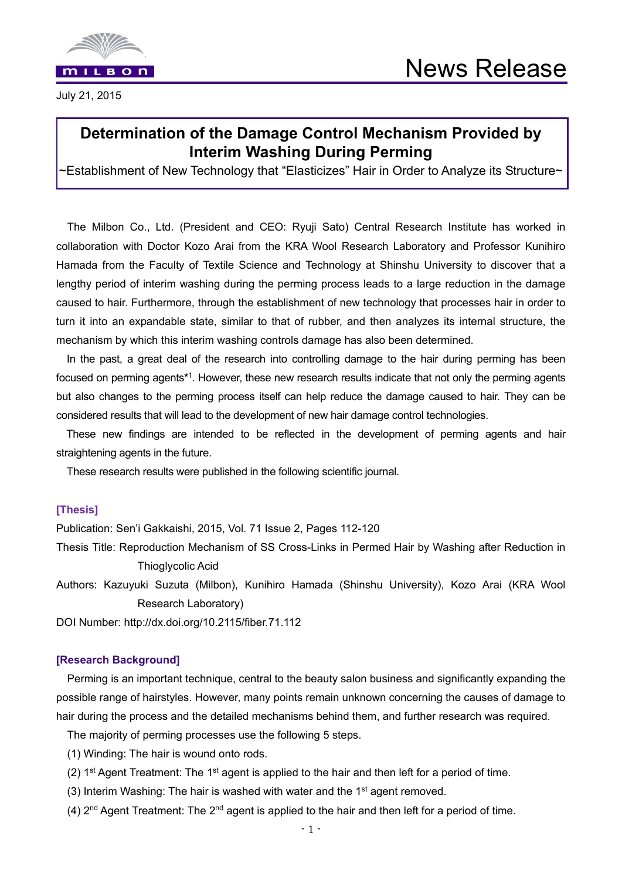MILBON

# News Release

July 21, 2015

## Determination of the Damage Control Mechanism Provided by Interim Washing During Perming

~Establishment of New Technology that "Elasticizes" Hair in Order to Analyze its Structure~

The Milbon Co., Ltd. (President and CEO: Ryuji Sato) Central Research Institute has worked in collaboration with Doctor Kozo Arai from the KRA Wool Research Laboratory and Professor Kunihiro Hamada from the Faculty of Textile Science and Technology at Shinshu University to discover that a lengthy period of interim washing during the perming process leads to a large reduction in the damage caused to hair. Furthermore, through the establishment of new technology that processes hair in order to turn it into an expandable state, similar to that of rubber, and then analyzes its internal structure, the mechanism by which this interim washing controls damage has also been determined.

In the past, a great deal of the research into controlling damage to the hair during perming has been focused on perming agents*[1]. However, these new research results indicate that not only the perming agents but also changes to the perming process itself can help reduce the damage caused to hair. They can be considered results that will lead to the development of new hair damage control technologies.

These new findings are intended to be reflected in the development of perming agents and hair straightening agents in the future.

These research results were published in the following scientific journal.

### [Thesis]

Publication: Sen'i Gakkaishi, 2015, Vol. 71 Issue 2, Pages 112-120

Thesis Title: Reproduction Mechanism of SS Cross-Links in Permed Hair by Washing after Reduction in Thioglycolic Acid

Authors: Kazuyuki Suzuta (Milbon), Kunihiro Hamada (Shinshu University), Kozo Arai (KRA Wool Research Laboratory)

DOI Number: http://dx.doi.org/10.2115/fiber.71.112

### [Research Background]

Perming is an important technique, central to the beauty salon business and significantly expanding the possible range of hairstyles. However, many points remain unknown concerning the causes of damage to hair during the process and the detailed mechanisms behind them, and further research was required.

The majority of perming processes use the following 5 steps.

(1) Winding: The hair is wound onto rods.

(2) 1st Agent Treatment: The 1st agent is applied to the hair and then left for a period of time.

(3) Interim Washing: The hair is washed with water and the 1st agent removed.

(4) 2nd Agent Treatment: The 2nd agent is applied to the hair and then left for a period of time.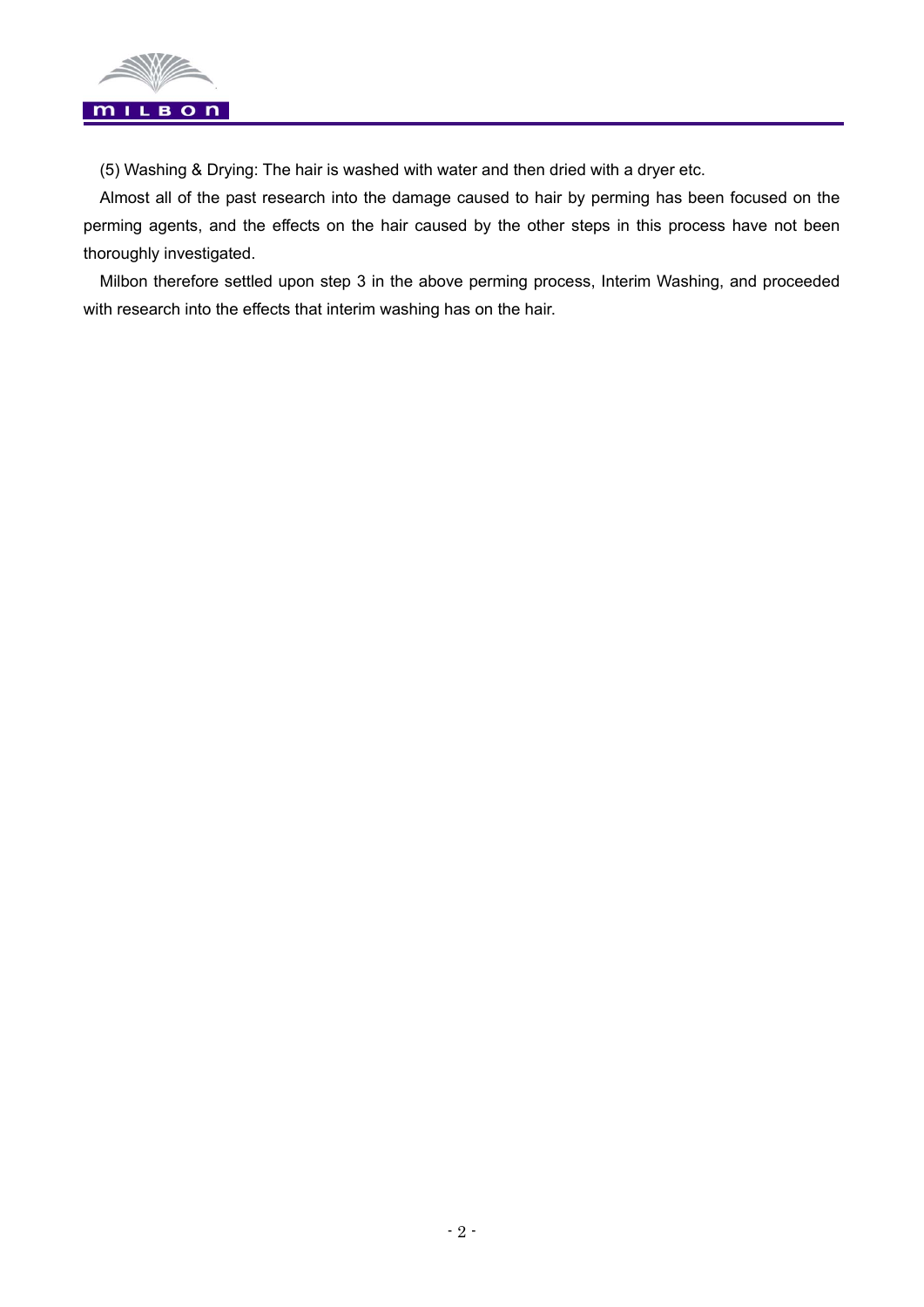(5) Washing & Drying: The hair is washed with water and then dried with a dryer etc.

Almost all of the past research into the damage caused to hair by perming has been focused on the perming agents, and the effects on the hair caused by the other steps in this process have not been thoroughly investigated.

Milbon therefore settled upon step 3 in the above perming process, Interim Washing, and proceeded with research into the effects that interim washing has on the hair.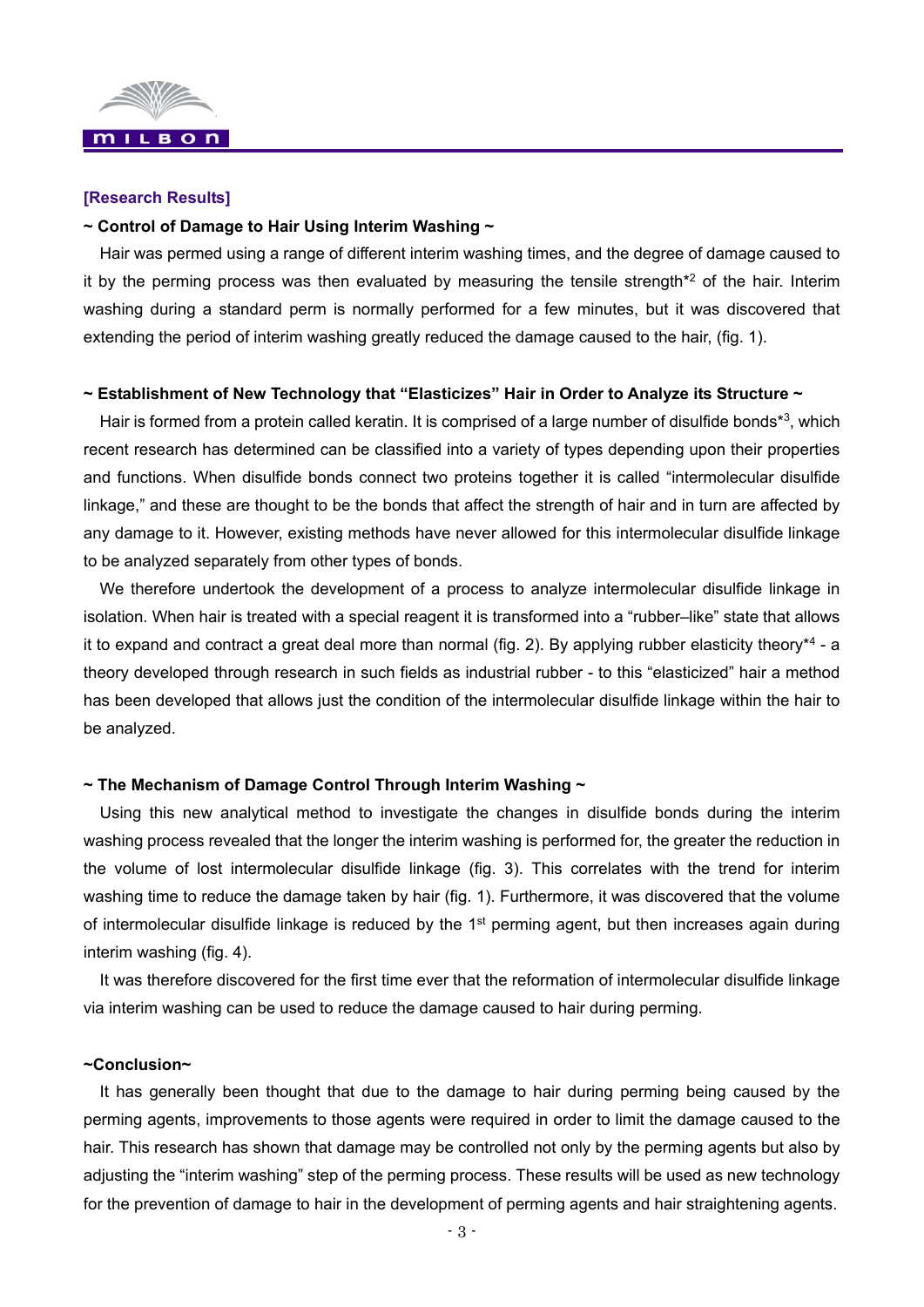**[Research Results]**

**~ Control of Damage to Hair Using Interim Washing ~**

Hair was permed using a range of different interim washing times, and the degree of damage caused to it by the perming process was then evaluated by measuring the tensile strength*[2] of the hair. Interim washing during a standard perm is normally performed for a few minutes, but it was discovered that extending the period of interim washing greatly reduced the damage caused to the hair, (fig. 1).

**~ Establishment of New Technology that "Elasticizes" Hair in Order to Analyze its Structure ~**

Hair is formed from a protein called keratin. It is comprised of a large number of disulfide bonds*[3], which recent research has determined can be classified into a variety of types depending upon their properties and functions. When disulfide bonds connect two proteins together it is called "intermolecular disulfide linkage," and these are thought to be the bonds that affect the strength of hair and in turn are affected by any damage to it. However, existing methods have never allowed for this intermolecular disulfide linkage to be analyzed separately from other types of bonds.

We therefore undertook the development of a process to analyze intermolecular disulfide linkage in isolation. When hair is treated with a special reagent it is transformed into a "rubber–like" state that allows it to expand and contract a great deal more than normal (fig. 2). By applying rubber elasticity theory*[4] - a theory developed through research in such fields as industrial rubber - to this "elasticized" hair a method has been developed that allows just the condition of the intermolecular disulfide linkage within the hair to be analyzed.

**~ The Mechanism of Damage Control Through Interim Washing ~**

Using this new analytical method to investigate the changes in disulfide bonds during the interim washing process revealed that the longer the interim washing is performed for, the greater the reduction in the volume of lost intermolecular disulfide linkage (fig. 3). This correlates with the trend for interim washing time to reduce the damage taken by hair (fig. 1). Furthermore, it was discovered that the volume of intermolecular disulfide linkage is reduced by the 1st perming agent, but then increases again during interim washing (fig. 4).

It was therefore discovered for the first time ever that the reformation of intermolecular disulfide linkage via interim washing can be used to reduce the damage caused to hair during perming.

**~Conclusion~**

It has generally been thought that due to the damage to hair during perming being caused by the perming agents, improvements to those agents were required in order to limit the damage caused to the hair. This research has shown that damage may be controlled not only by the perming agents but also by adjusting the "interim washing" step of the perming process. These results will be used as new technology for the prevention of damage to hair in the development of perming agents and hair straightening agents.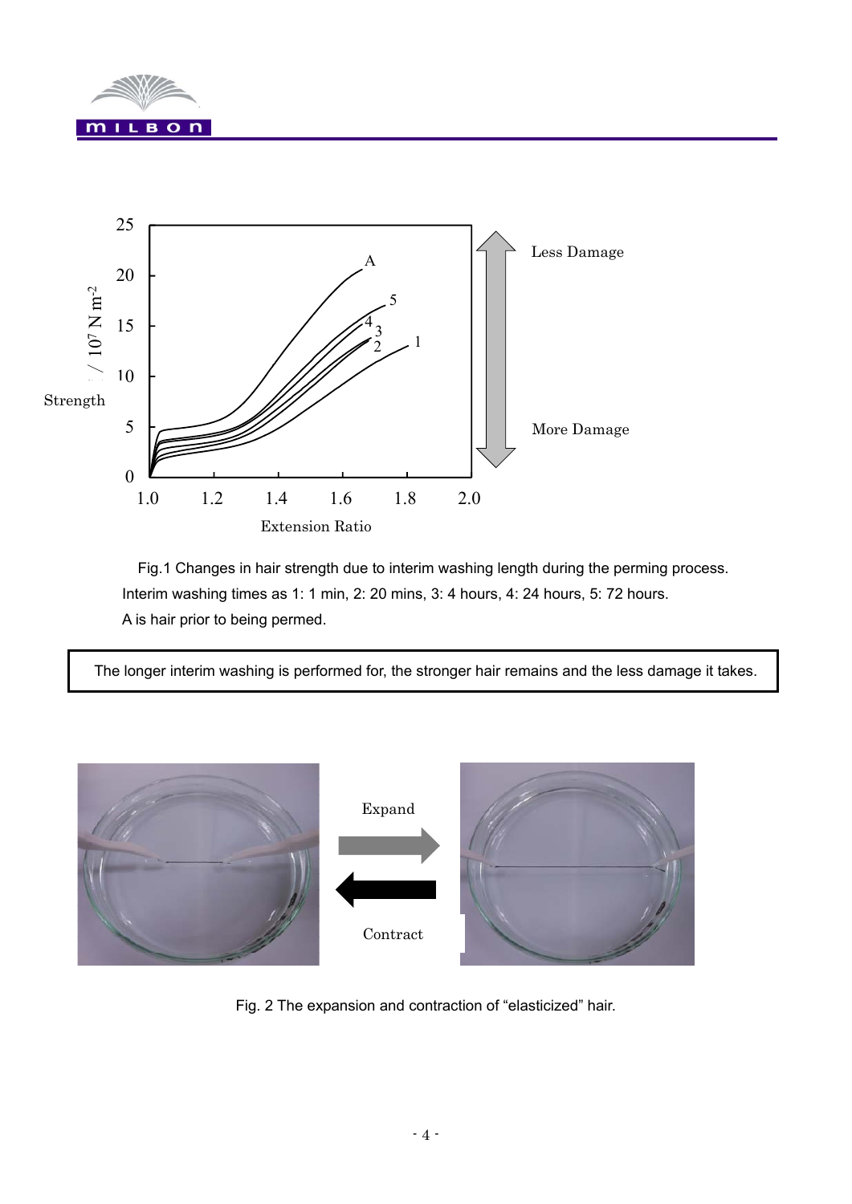Fig.1 Changes in hair strength due to interim washing length during the perming process.
Interim washing times as 1: 1 min, 2: 20 mins, 3: 4 hours, 4: 24 hours, 5: 72 hours.
A is hair prior to being permed.

> The longer interim washing is performed for, the stronger hair remains and the less damage it takes.

Fig. 2 The expansion and contraction of “elasticized” hair.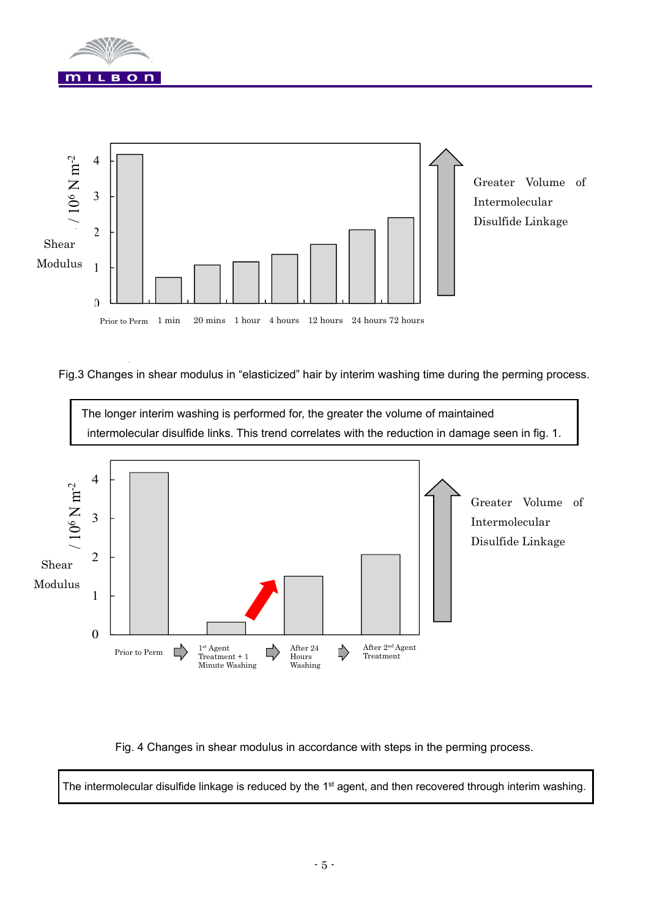Fig.3 Changes in shear modulus in "elasticized" hair by interim washing time during the perming process.

> The longer interim washing is performed for, the greater the volume of maintained intermolecular disulfide links. This trend correlates with the reduction in damage seen in fig. 1.

Fig. 4 Changes in shear modulus in accordance with steps in the perming process.

> The intermolecular disulfide linkage is reduced by the 1st agent, and then recovered through interim washing.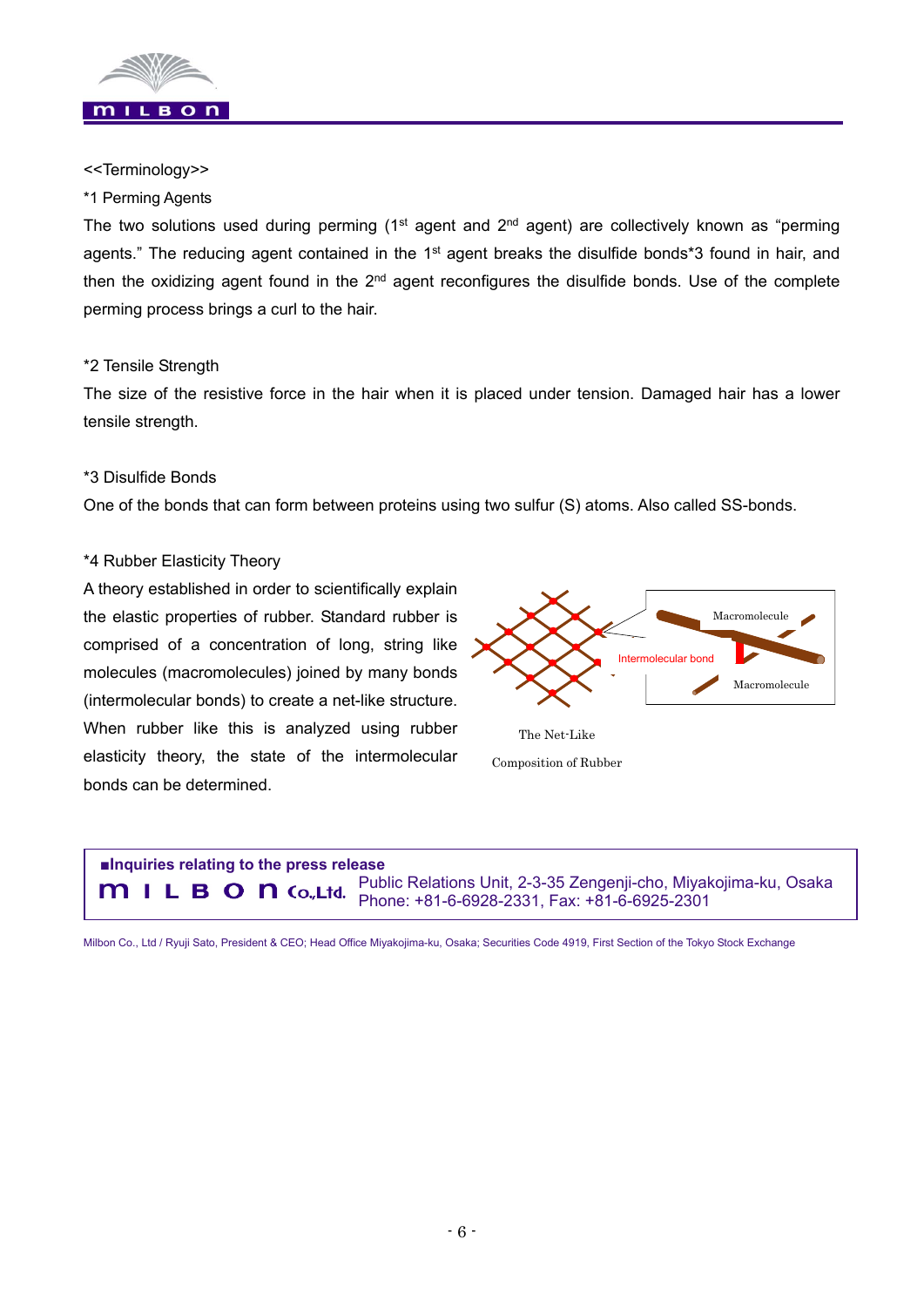<<Terminology>>

*1 Perming Agents

The two solutions used during perming (1st agent and 2nd agent) are collectively known as "perming agents." The reducing agent contained in the 1st agent breaks the disulfide bonds*3 found in hair, and then the oxidizing agent found in the 2nd agent reconfigures the disulfide bonds. Use of the complete perming process brings a curl to the hair.

*2 Tensile Strength

The size of the resistive force in the hair when it is placed under tension. Damaged hair has a lower tensile strength.

*3 Disulfide Bonds

One of the bonds that can form between proteins using two sulfur (S) atoms. Also called SS-bonds.

*4 Rubber Elasticity Theory

A theory established in order to scientifically explain the elastic properties of rubber. Standard rubber is comprised of a concentration of long, string like molecules (macromolecules) joined by many bonds (intermolecular bonds) to create a net-like structure. When rubber like this is analyzed using rubber elasticity theory, the state of the intermolecular bonds can be determined.

Macromolecule

Intermolecular bond

Macromolecule

The Net-Like Composition of Rubber

**■Inquiries relating to the press release**

MILBON Co.,Ltd. Public Relations Unit, 2-3-35 Zengenji-cho, Miyakojima-ku, Osaka
Phone: +81-6-6928-2331, Fax: +81-6-6925-2301

Milbon Co., Ltd / Ryuji Sato, President & CEO; Head Office Miyakojima-ku, Osaka; Securities Code 4919, First Section of the Tokyo Stock Exchange